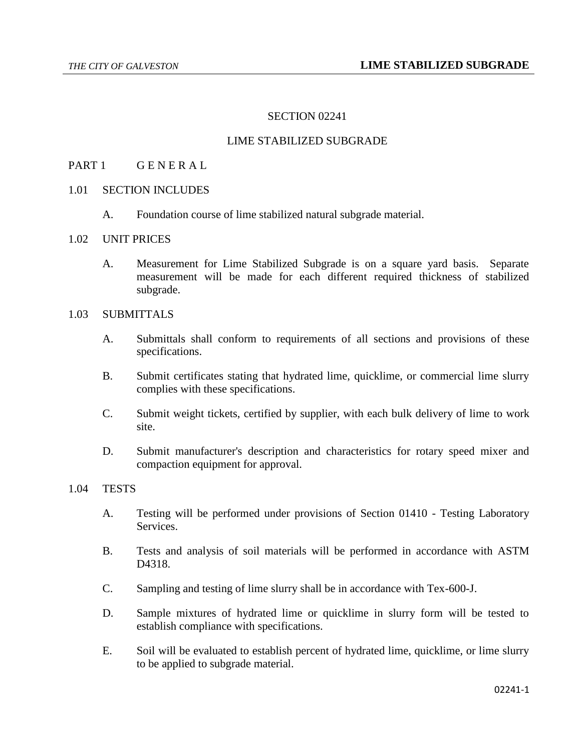# SECTION 02241

# LIME STABILIZED SUBGRADE

## PART 1 G E N E R A L

### 1.01 SECTION INCLUDES

A. Foundation course of lime stabilized natural subgrade material.

### 1.02 UNIT PRICES

A. Measurement for Lime Stabilized Subgrade is on a square yard basis. Separate measurement will be made for each different required thickness of stabilized subgrade.

### 1.03 SUBMITTALS

A. Submittals shall conform to requirements of all sections and provisions of these specifications.

B. Submit certificates stating that hydrated lime, quicklime, or commercial lime slurry complies with these specifications.

C. Submit weight tickets, certified by supplier, with each bulk delivery of lime to work site.

D. Submit manufacturer's description and characteristics for rotary speed mixer and compaction equipment for approval.

### 1.04 TESTS

A. Testing will be performed under provisions of Section 01410 - Testing Laboratory Services.

B. Tests and analysis of soil materials will be performed in accordance with ASTM D4318.

C. Sampling and testing of lime slurry shall be in accordance with Tex-600-J.

D. Sample mixtures of hydrated lime or quicklime in slurry form will be tested to establish compliance with specifications.

E. Soil will be evaluated to establish percent of hydrated lime, quicklime, or lime slurry to be applied to subgrade material.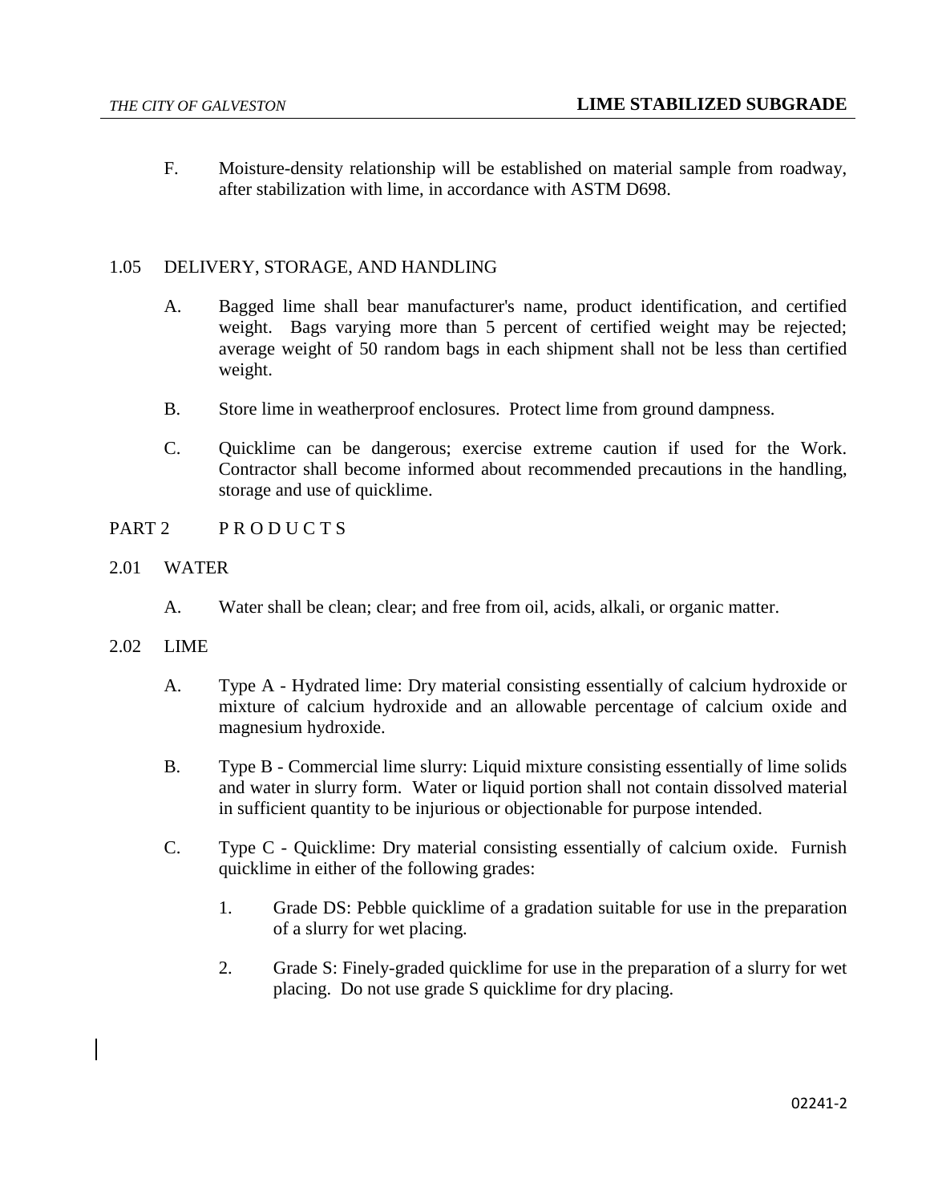F. Moisture-density relationship will be established on material sample from roadway, after stabilization with lime, in accordance with ASTM D698.

## 1.05 DELIVERY, STORAGE, AND HANDLING

A. Bagged lime shall bear manufacturer's name, product identification, and certified weight. Bags varying more than 5 percent of certified weight may be rejected; average weight of 50 random bags in each shipment shall not be less than certified weight.

B. Store lime in weatherproof enclosures. Protect lime from ground dampness.

C. Quicklime can be dangerous; exercise extreme caution if used for the Work. Contractor shall become informed about recommended precautions in the handling, storage and use of quicklime.

# PART 2 P R O D U C T S

## 2.01 WATER

A. Water shall be clean; clear; and free from oil, acids, alkali, or organic matter.

## 2.02 LIME

A. Type A - Hydrated lime: Dry material consisting essentially of calcium hydroxide or mixture of calcium hydroxide and an allowable percentage of calcium oxide and magnesium hydroxide.

B. Type B - Commercial lime slurry: Liquid mixture consisting essentially of lime solids and water in slurry form. Water or liquid portion shall not contain dissolved material in sufficient quantity to be injurious or objectionable for purpose intended.

C. Type C - Quicklime: Dry material consisting essentially of calcium oxide. Furnish quicklime in either of the following grades:

1. Grade DS: Pebble quicklime of a gradation suitable for use in the preparation of a slurry for wet placing.

2. Grade S: Finely-graded quicklime for use in the preparation of a slurry for wet placing. Do not use grade S quicklime for dry placing.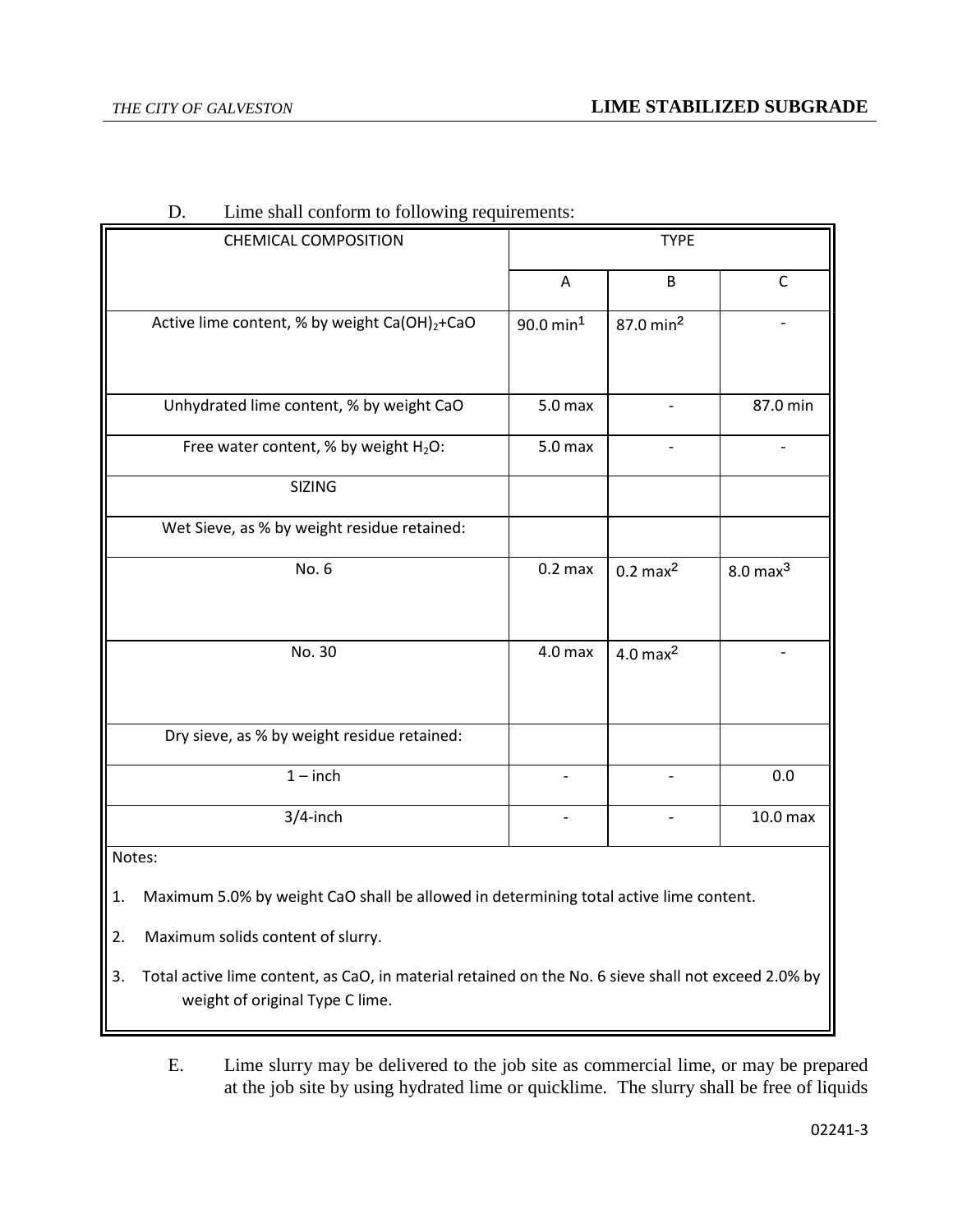D. Lime shall conform to following requirements:

| CHEMICAL COMPOSITION | TYPE | | |
|---|---|---|---|
| | A | B | C |
| Active lime content, % by weight $Ca(OH)_2$+CaO | 90.0 min[1] | 87.0 min[2] | - |
| Unhydrated lime content, % by weight CaO | 5.0 max | - | 87.0 min |
| Free water content, % by weight $H_2O$: | 5.0 max | - | - |
| SIZING | | | |
| Wet Sieve, as % by weight residue retained: | | | |
| No. 6 | 0.2 max | 0.2 max[2] | 8.0 max[3] |
| No. 30 | 4.0 max | 4.0 max[2] | - |
| Dry sieve, as % by weight residue retained: | | | |
| 1 – inch | - | - | 0.0 |
| 3/4-inch | - | - | 10.0 max |

Notes:

1. Maximum 5.0% by weight CaO shall be allowed in determining total active lime content.
2. Maximum solids content of slurry.
3. Total active lime content, as CaO, in material retained on the No. 6 sieve shall not exceed 2.0% by weight of original Type C lime.

E. Lime slurry may be delivered to the job site as commercial lime, or may be prepared at the job site by using hydrated lime or quicklime. The slurry shall be free of liquids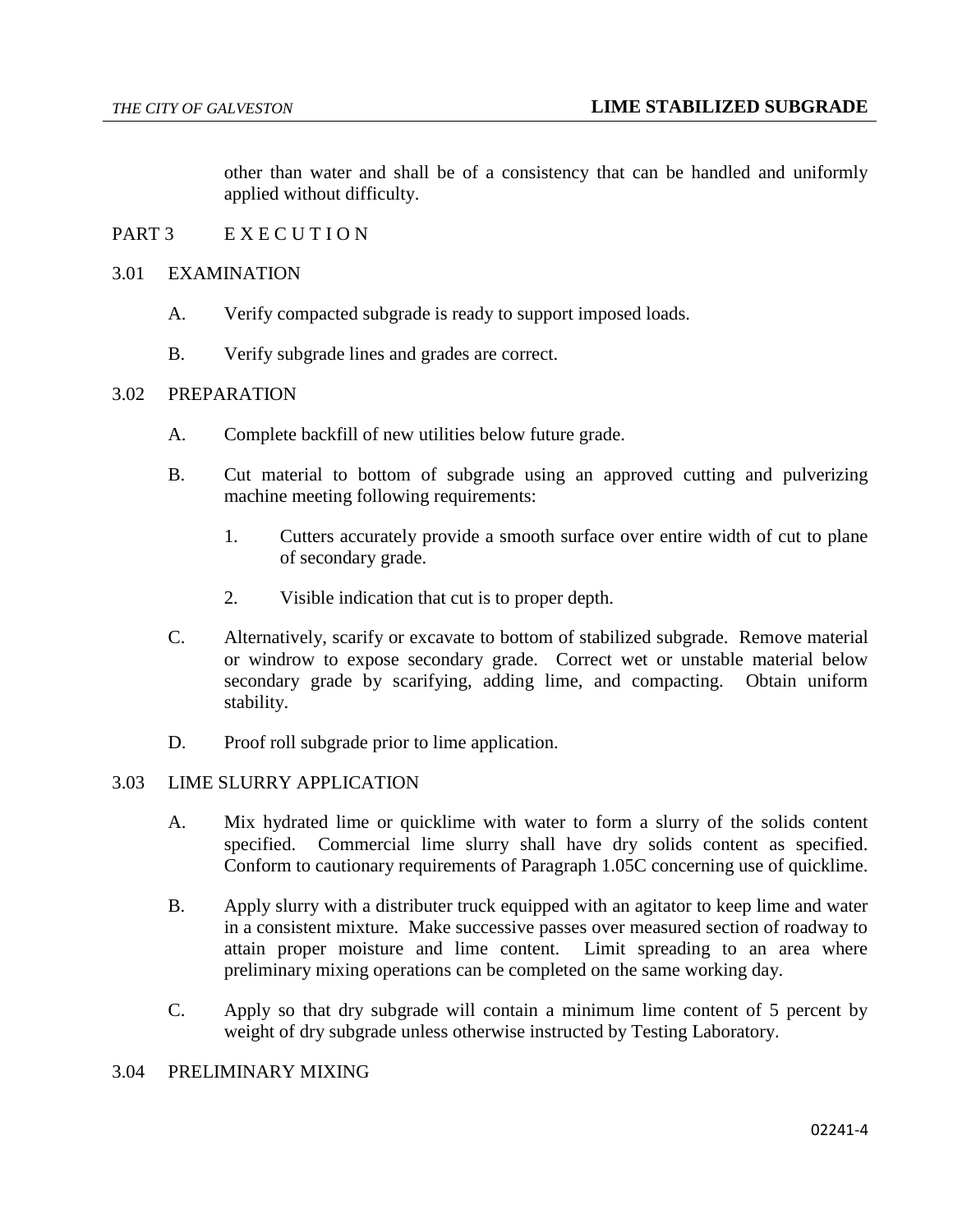other than water and shall be of a consistency that can be handled and uniformly applied without difficulty.

## PART 3 E X E C U T I O N

### 3.01 EXAMINATION

A. Verify compacted subgrade is ready to support imposed loads.

B. Verify subgrade lines and grades are correct.

### 3.02 PREPARATION

A. Complete backfill of new utilities below future grade.

B. Cut material to bottom of subgrade using an approved cutting and pulverizing machine meeting following requirements:

   1. Cutters accurately provide a smooth surface over entire width of cut to plane of secondary grade.

   2. Visible indication that cut is to proper depth.

C. Alternatively, scarify or excavate to bottom of stabilized subgrade. Remove material or windrow to expose secondary grade. Correct wet or unstable material below secondary grade by scarifying, adding lime, and compacting. Obtain uniform stability.

D. Proof roll subgrade prior to lime application.

### 3.03 LIME SLURRY APPLICATION

A. Mix hydrated lime or quicklime with water to form a slurry of the solids content specified. Commercial lime slurry shall have dry solids content as specified. Conform to cautionary requirements of Paragraph 1.05C concerning use of quicklime.

B. Apply slurry with a distributer truck equipped with an agitator to keep lime and water in a consistent mixture. Make successive passes over measured section of roadway to attain proper moisture and lime content. Limit spreading to an area where preliminary mixing operations can be completed on the same working day.

C. Apply so that dry subgrade will contain a minimum lime content of 5 percent by weight of dry subgrade unless otherwise instructed by Testing Laboratory.

### 3.04 PRELIMINARY MIXING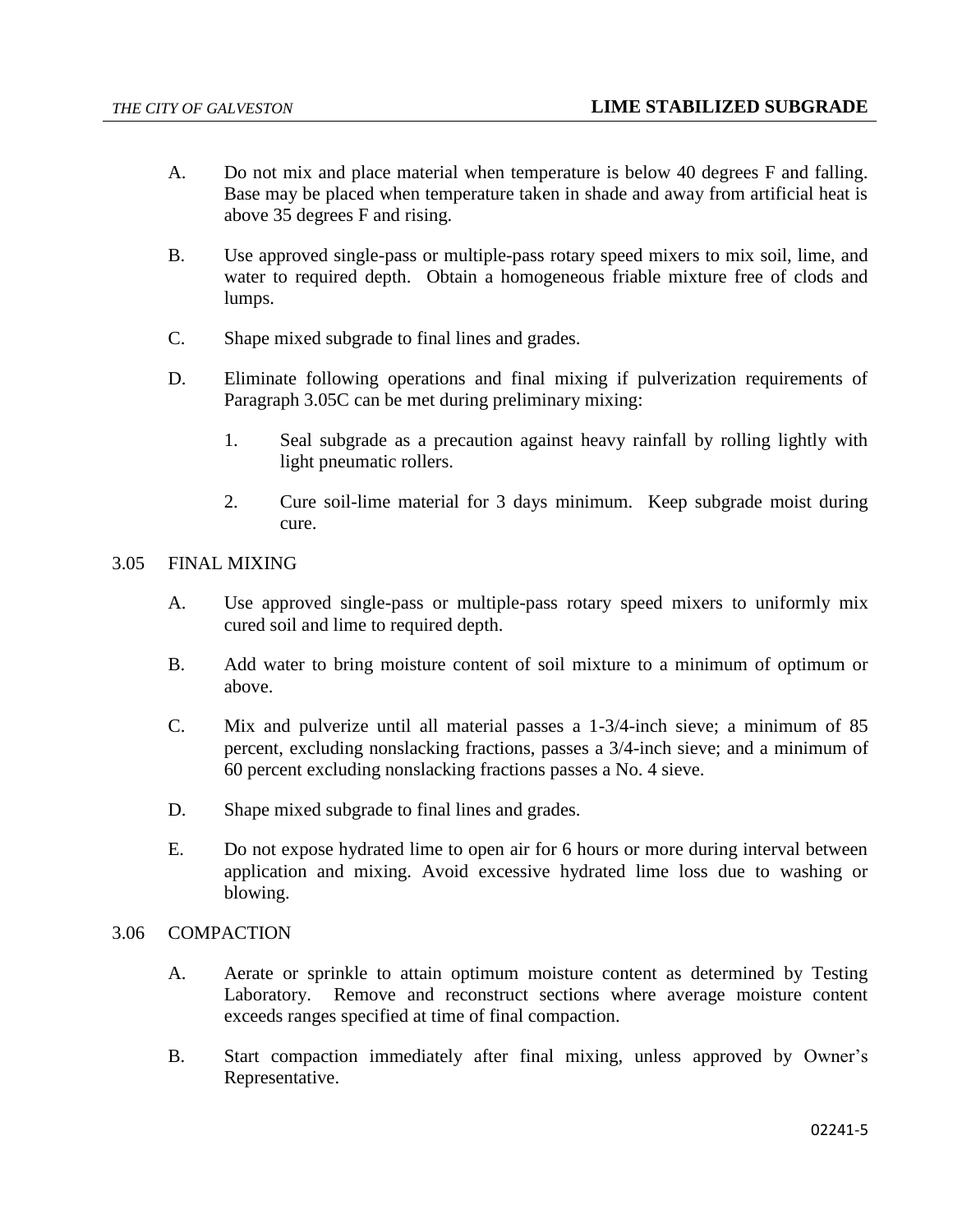A. Do not mix and place material when temperature is below 40 degrees F and falling. Base may be placed when temperature taken in shade and away from artificial heat is above 35 degrees F and rising.

B. Use approved single-pass or multiple-pass rotary speed mixers to mix soil, lime, and water to required depth. Obtain a homogeneous friable mixture free of clods and lumps.

C. Shape mixed subgrade to final lines and grades.

D. Eliminate following operations and final mixing if pulverization requirements of Paragraph 3.05C can be met during preliminary mixing:

   1. Seal subgrade as a precaution against heavy rainfall by rolling lightly with light pneumatic rollers.

   2. Cure soil-lime material for 3 days minimum. Keep subgrade moist during cure.

## 3.05 FINAL MIXING

A. Use approved single-pass or multiple-pass rotary speed mixers to uniformly mix cured soil and lime to required depth.

B. Add water to bring moisture content of soil mixture to a minimum of optimum or above.

C. Mix and pulverize until all material passes a 1-3/4-inch sieve; a minimum of 85 percent, excluding nonslacking fractions, passes a 3/4-inch sieve; and a minimum of 60 percent excluding nonslacking fractions passes a No. 4 sieve.

D. Shape mixed subgrade to final lines and grades.

E. Do not expose hydrated lime to open air for 6 hours or more during interval between application and mixing. Avoid excessive hydrated lime loss due to washing or blowing.

## 3.06 COMPACTION

A. Aerate or sprinkle to attain optimum moisture content as determined by Testing Laboratory. Remove and reconstruct sections where average moisture content exceeds ranges specified at time of final compaction.

B. Start compaction immediately after final mixing, unless approved by Owner's Representative.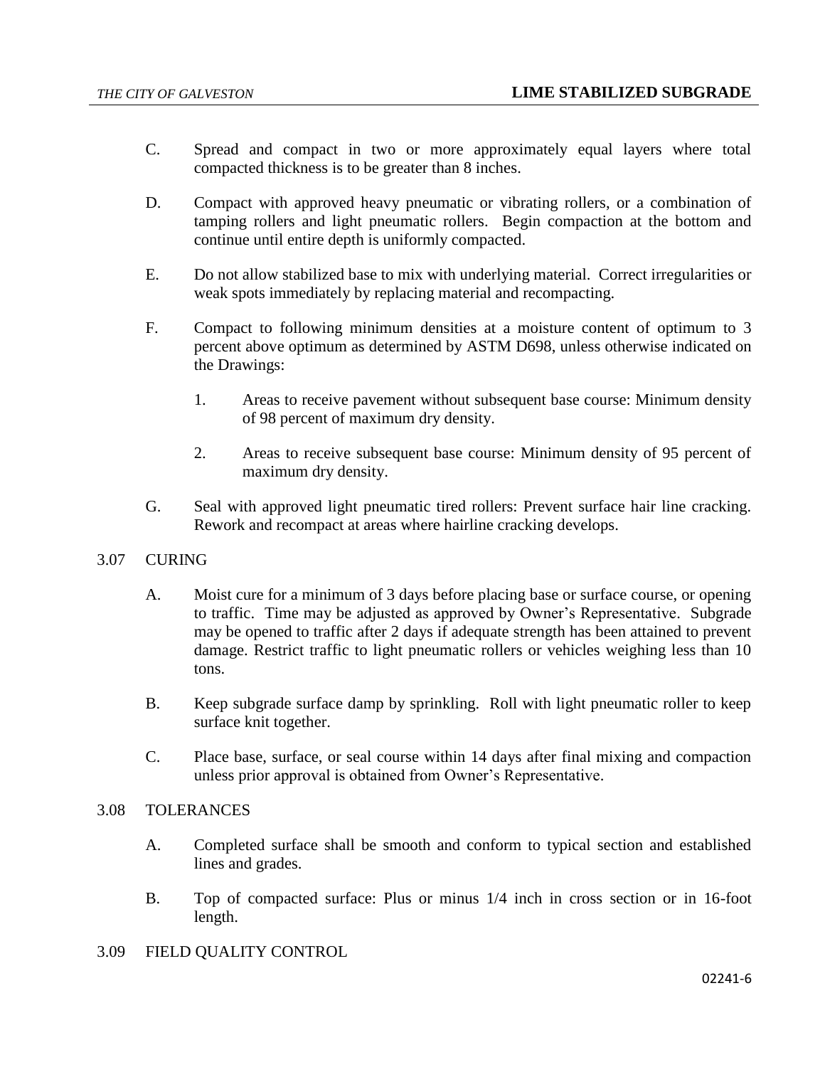C. Spread and compact in two or more approximately equal layers where total compacted thickness is to be greater than 8 inches.

D. Compact with approved heavy pneumatic or vibrating rollers, or a combination of tamping rollers and light pneumatic rollers. Begin compaction at the bottom and continue until entire depth is uniformly compacted.

E. Do not allow stabilized base to mix with underlying material. Correct irregularities or weak spots immediately by replacing material and recompacting.

F. Compact to following minimum densities at a moisture content of optimum to 3 percent above optimum as determined by ASTM D698, unless otherwise indicated on the Drawings:

1. Areas to receive pavement without subsequent base course: Minimum density of 98 percent of maximum dry density.

2. Areas to receive subsequent base course: Minimum density of 95 percent of maximum dry density.

G. Seal with approved light pneumatic tired rollers: Prevent surface hair line cracking. Rework and recompact at areas where hairline cracking develops.

## 3.07 CURING

A. Moist cure for a minimum of 3 days before placing base or surface course, or opening to traffic. Time may be adjusted as approved by Owner's Representative. Subgrade may be opened to traffic after 2 days if adequate strength has been attained to prevent damage. Restrict traffic to light pneumatic rollers or vehicles weighing less than 10 tons.

B. Keep subgrade surface damp by sprinkling. Roll with light pneumatic roller to keep surface knit together.

C. Place base, surface, or seal course within 14 days after final mixing and compaction unless prior approval is obtained from Owner's Representative.

## 3.08 TOLERANCES

A. Completed surface shall be smooth and conform to typical section and established lines and grades.

B. Top of compacted surface: Plus or minus 1/4 inch in cross section or in 16-foot length.

## 3.09 FIELD QUALITY CONTROL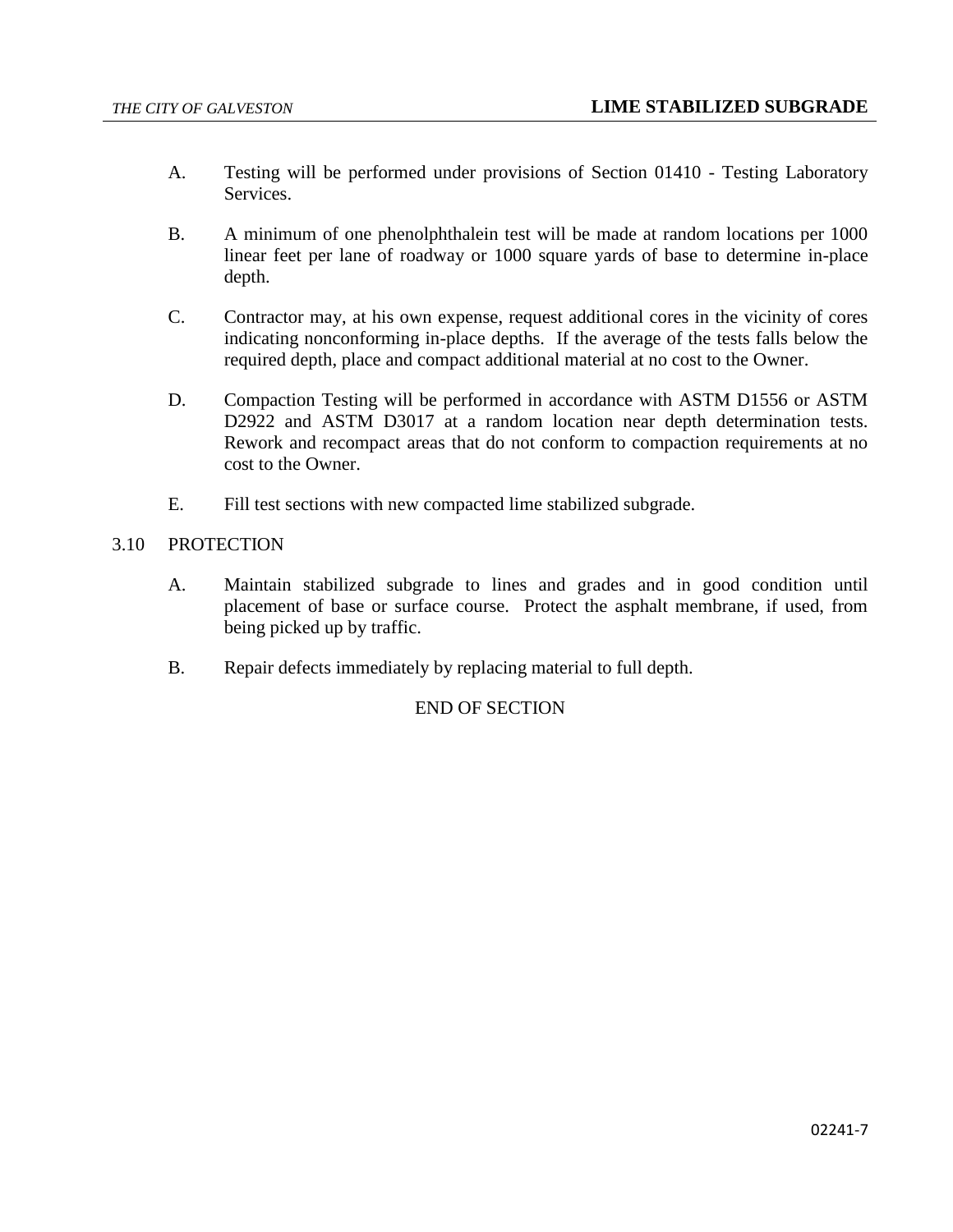A. Testing will be performed under provisions of Section 01410 - Testing Laboratory Services.

B. A minimum of one phenolphthalein test will be made at random locations per 1000 linear feet per lane of roadway or 1000 square yards of base to determine in-place depth.

C. Contractor may, at his own expense, request additional cores in the vicinity of cores indicating nonconforming in-place depths. If the average of the tests falls below the required depth, place and compact additional material at no cost to the Owner.

D. Compaction Testing will be performed in accordance with ASTM D1556 or ASTM D2922 and ASTM D3017 at a random location near depth determination tests. Rework and recompact areas that do not conform to compaction requirements at no cost to the Owner.

E. Fill test sections with new compacted lime stabilized subgrade.

## 3.10 PROTECTION

A. Maintain stabilized subgrade to lines and grades and in good condition until placement of base or surface course. Protect the asphalt membrane, if used, from being picked up by traffic.

B. Repair defects immediately by replacing material to full depth.

END OF SECTION